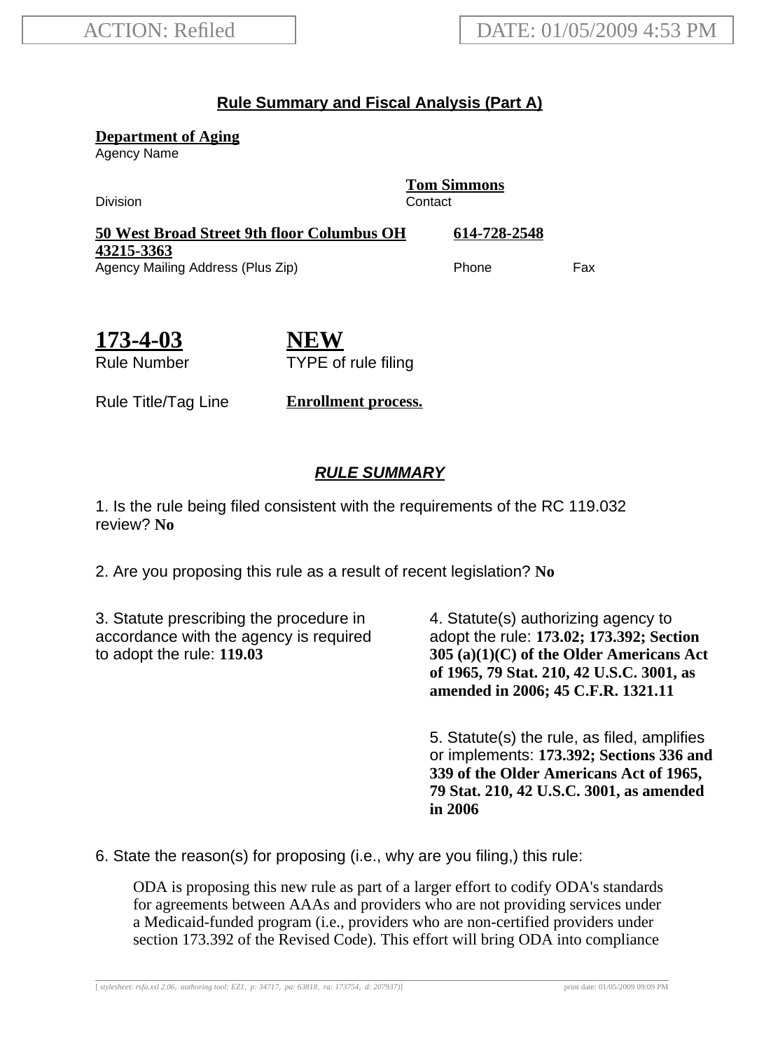ACTION: Refiled

DATE: 01/05/2009 4:53 PM

## Rule Summary and Fiscal Analysis (Part A)

**Department of Aging**
Agency Name

Division

**Tom Simmons**
Contact

**50 West Broad Street 9th floor Columbus OH 43215-3363**
Agency Mailing Address (Plus Zip)

**614-728-2548**
Phone

Fax

**173-4-03**
Rule Number

**NEW**
TYPE of rule filing

Rule Title/Tag Line **Enrollment process.**

### *RULE SUMMARY*

1. Is the rule being filed consistent with the requirements of the RC 119.032 review? **No**

2. Are you proposing this rule as a result of recent legislation? **No**

3. Statute prescribing the procedure in accordance with the agency is required to adopt the rule: **119.03**

4. Statute(s) authorizing agency to adopt the rule: **173.02; 173.392; Section 305 (a)(1)(C) of the Older Americans Act of 1965, 79 Stat. 210, 42 U.S.C. 3001, as amended in 2006; 45 C.F.R. 1321.11**

5. Statute(s) the rule, as filed, amplifies or implements: **173.392; Sections 336 and 339 of the Older Americans Act of 1965, 79 Stat. 210, 42 U.S.C. 3001, as amended in 2006**

6. State the reason(s) for proposing (i.e., why are you filing,) this rule:

ODA is proposing this new rule as part of a larger effort to codify ODA's standards for agreements between AAAs and providers who are not providing services under a Medicaid-funded program (i.e., providers who are non-certified providers under section 173.392 of the Revised Code). This effort will bring ODA into compliance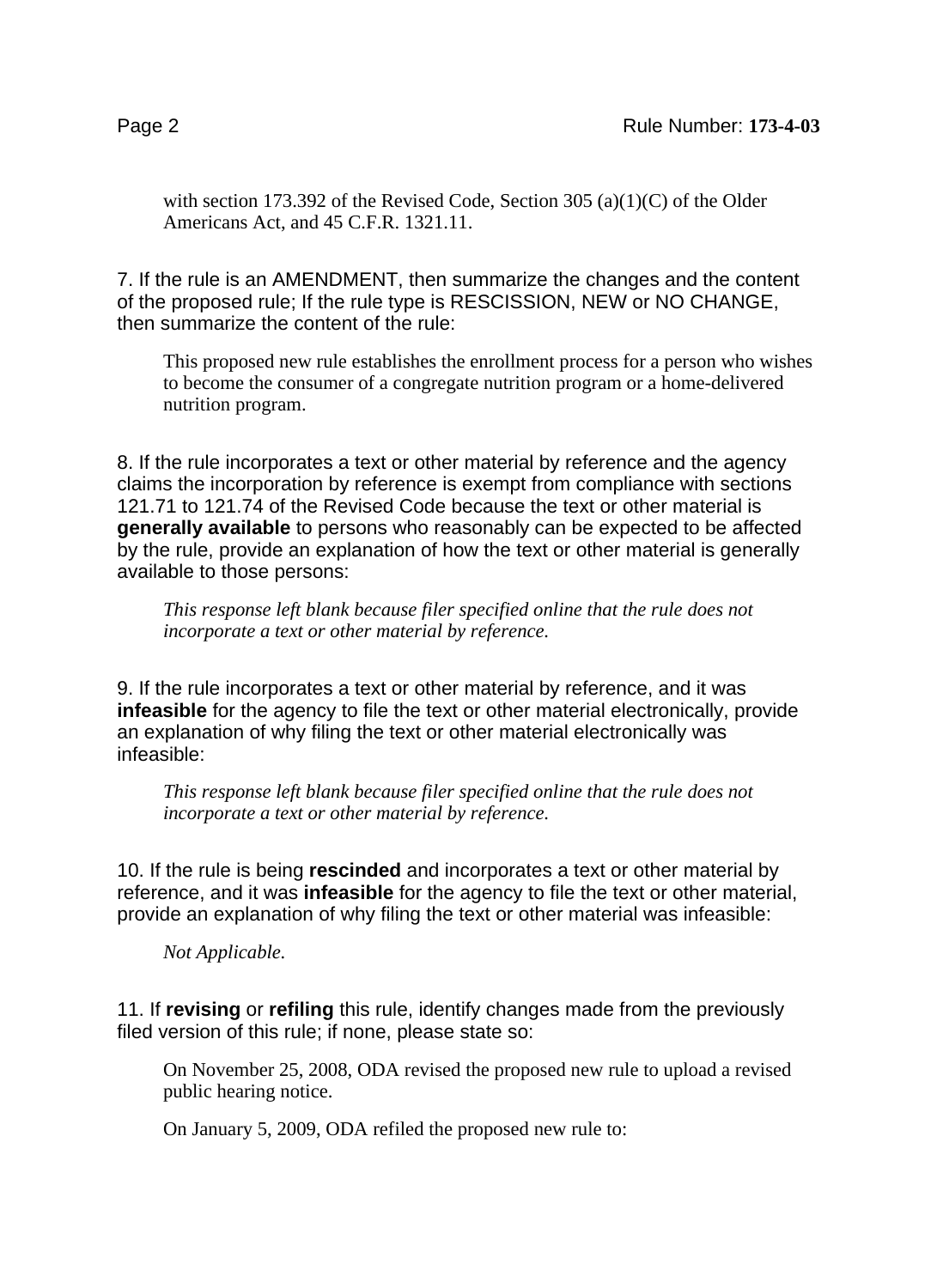with section 173.392 of the Revised Code, Section 305 (a)(1)(C) of the Older Americans Act, and 45 C.F.R. 1321.11.

7. If the rule is an AMENDMENT, then summarize the changes and the content of the proposed rule; If the rule type is RESCISSION, NEW or NO CHANGE, then summarize the content of the rule:

This proposed new rule establishes the enrollment process for a person who wishes to become the consumer of a congregate nutrition program or a home-delivered nutrition program.

8. If the rule incorporates a text or other material by reference and the agency claims the incorporation by reference is exempt from compliance with sections 121.71 to 121.74 of the Revised Code because the text or other material is **generally available** to persons who reasonably can be expected to be affected by the rule, provide an explanation of how the text or other material is generally available to those persons:

*This response left blank because filer specified online that the rule does not incorporate a text or other material by reference.*

9. If the rule incorporates a text or other material by reference, and it was **infeasible** for the agency to file the text or other material electronically, provide an explanation of why filing the text or other material electronically was infeasible:

*This response left blank because filer specified online that the rule does not incorporate a text or other material by reference.*

10. If the rule is being **rescinded** and incorporates a text or other material by reference, and it was **infeasible** for the agency to file the text or other material, provide an explanation of why filing the text or other material was infeasible:

*Not Applicable.*

11. If **revising** or **refiling** this rule, identify changes made from the previously filed version of this rule; if none, please state so:

On November 25, 2008, ODA revised the proposed new rule to upload a revised public hearing notice.

On January 5, 2009, ODA refiled the proposed new rule to: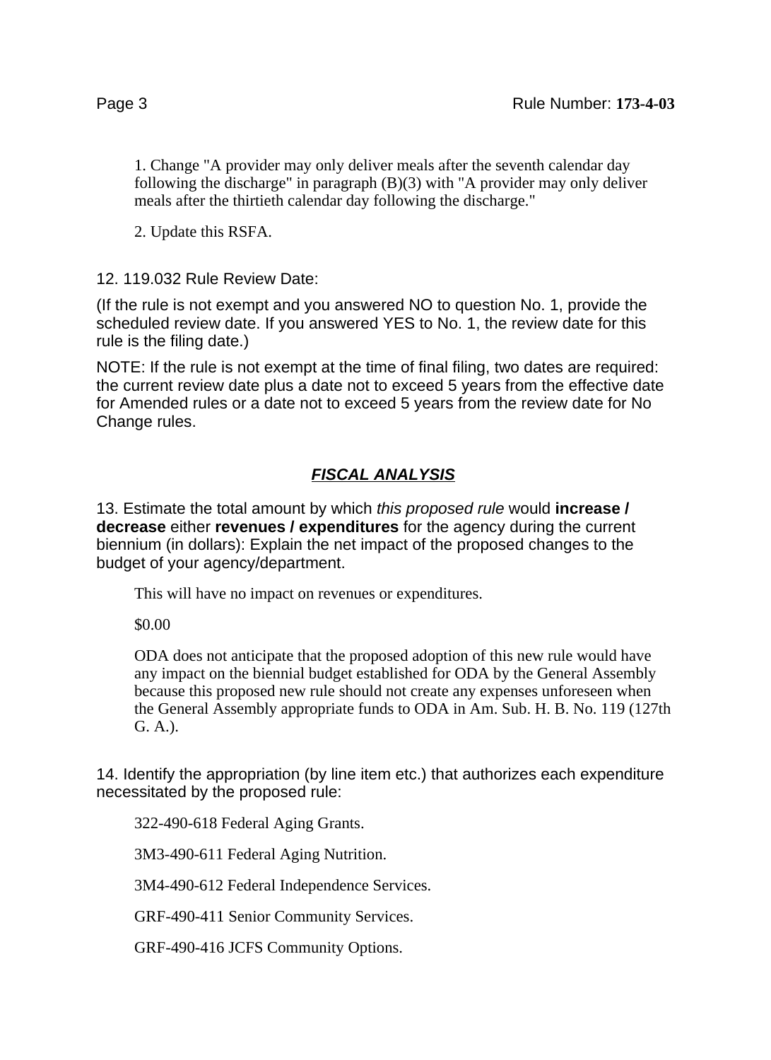1. Change "A provider may only deliver meals after the seventh calendar day following the discharge" in paragraph (B)(3) with "A provider may only deliver meals after the thirtieth calendar day following the discharge."

2. Update this RSFA.

12. 119.032 Rule Review Date:

(If the rule is not exempt and you answered NO to question No. 1, provide the scheduled review date. If you answered YES to No. 1, the review date for this rule is the filing date.)

NOTE: If the rule is not exempt at the time of final filing, two dates are required: the current review date plus a date not to exceed 5 years from the effective date for Amended rules or a date not to exceed 5 years from the review date for No Change rules.

## ***FISCAL ANALYSIS***

13. Estimate the total amount by which *this proposed rule* would **increase / decrease** either **revenues / expenditures** for the agency during the current biennium (in dollars): Explain the net impact of the proposed changes to the budget of your agency/department.

This will have no impact on revenues or expenditures.

$0.00

ODA does not anticipate that the proposed adoption of this new rule would have any impact on the biennial budget established for ODA by the General Assembly because this proposed new rule should not create any expenses unforeseen when the General Assembly appropriate funds to ODA in Am. Sub. H. B. No. 119 (127th G. A.).

14. Identify the appropriation (by line item etc.) that authorizes each expenditure necessitated by the proposed rule:

322-490-618 Federal Aging Grants.

3M3-490-611 Federal Aging Nutrition.

3M4-490-612 Federal Independence Services.

GRF-490-411 Senior Community Services.

GRF-490-416 JCFS Community Options.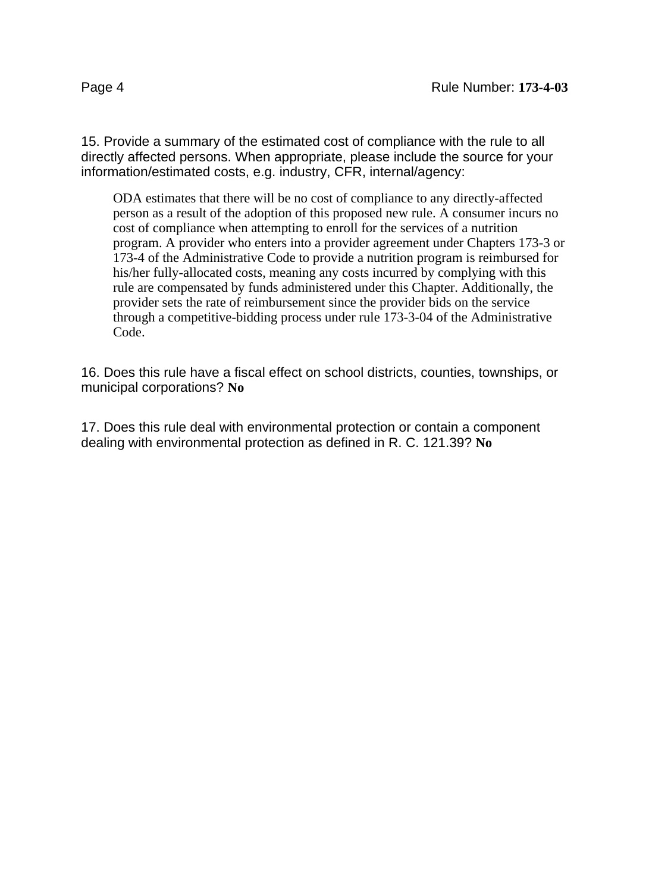15. Provide a summary of the estimated cost of compliance with the rule to all directly affected persons. When appropriate, please include the source for your information/estimated costs, e.g. industry, CFR, internal/agency:

> ODA estimates that there will be no cost of compliance to any directly-affected person as a result of the adoption of this proposed new rule. A consumer incurs no cost of compliance when attempting to enroll for the services of a nutrition program. A provider who enters into a provider agreement under Chapters 173-3 or 173-4 of the Administrative Code to provide a nutrition program is reimbursed for his/her fully-allocated costs, meaning any costs incurred by complying with this rule are compensated by funds administered under this Chapter. Additionally, the provider sets the rate of reimbursement since the provider bids on the service through a competitive-bidding process under rule 173-3-04 of the Administrative Code.

16. Does this rule have a fiscal effect on school districts, counties, townships, or municipal corporations? **No**

17. Does this rule deal with environmental protection or contain a component dealing with environmental protection as defined in R. C. 121.39? **No**